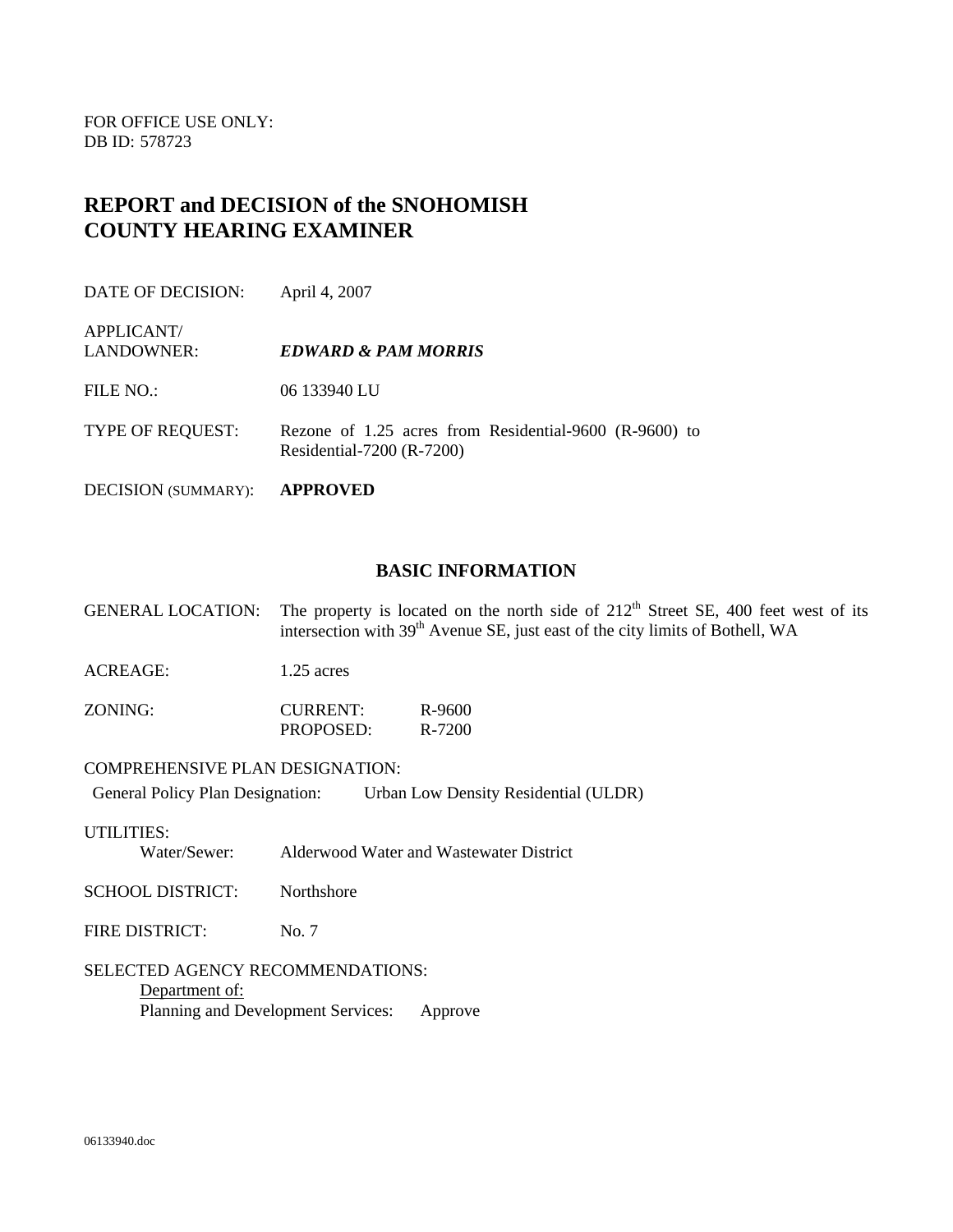FOR OFFICE USE ONLY:
DB ID: 578723

# REPORT and DECISION of the SNOHOMISH COUNTY HEARING EXAMINER

DATE OF DECISION: April 4, 2007

APPLICANT/
LANDOWNER: ***EDWARD & PAM MORRIS***

FILE NO.: 06 133940 LU

TYPE OF REQUEST: Rezone of 1.25 acres from Residential-9600 (R-9600) to Residential-7200 (R-7200)

DECISION (SUMMARY): **APPROVED**

## BASIC INFORMATION

GENERAL LOCATION: The property is located on the north side of 212th Street SE, 400 feet west of its intersection with 39th Avenue SE, just east of the city limits of Bothell, WA

ACREAGE: 1.25 acres

ZONING:
- CURRENT: R-9600
- PROPOSED: R-7200

COMPREHENSIVE PLAN DESIGNATION:

General Policy Plan Designation: Urban Low Density Residential (ULDR)

UTILITIES:

Water/Sewer: Alderwood Water and Wastewater District

SCHOOL DISTRICT: Northshore

FIRE DISTRICT: No. 7

SELECTED AGENCY RECOMMENDATIONS:

Department of:

Planning and Development Services: Approve

06133940.doc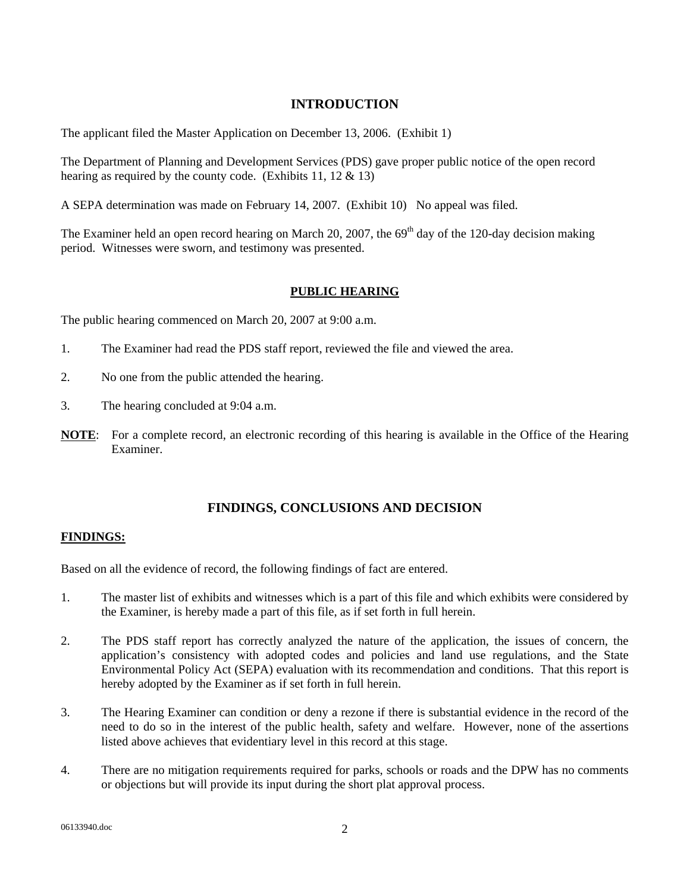## INTRODUCTION

The applicant filed the Master Application on December 13, 2006. (Exhibit 1)

The Department of Planning and Development Services (PDS) gave proper public notice of the open record hearing as required by the county code. (Exhibits 11, 12 & 13)

A SEPA determination was made on February 14, 2007. (Exhibit 10) No appeal was filed.

The Examiner held an open record hearing on March 20, 2007, the 69th day of the 120-day decision making period. Witnesses were sworn, and testimony was presented.

## PUBLIC HEARING

The public hearing commenced on March 20, 2007 at 9:00 a.m.

1. The Examiner had read the PDS staff report, reviewed the file and viewed the area.

2. No one from the public attended the hearing.

3. The hearing concluded at 9:04 a.m.

**NOTE**: For a complete record, an electronic recording of this hearing is available in the Office of the Hearing Examiner.

## FINDINGS, CONCLUSIONS AND DECISION

### FINDINGS:

Based on all the evidence of record, the following findings of fact are entered.

1. The master list of exhibits and witnesses which is a part of this file and which exhibits were considered by the Examiner, is hereby made a part of this file, as if set forth in full herein.

2. The PDS staff report has correctly analyzed the nature of the application, the issues of concern, the application's consistency with adopted codes and policies and land use regulations, and the State Environmental Policy Act (SEPA) evaluation with its recommendation and conditions. That this report is hereby adopted by the Examiner as if set forth in full herein.

3. The Hearing Examiner can condition or deny a rezone if there is substantial evidence in the record of the need to do so in the interest of the public health, safety and welfare. However, none of the assertions listed above achieves that evidentiary level in this record at this stage.

4. There are no mitigation requirements required for parks, schools or roads and the DPW has no comments or objections but will provide its input during the short plat approval process.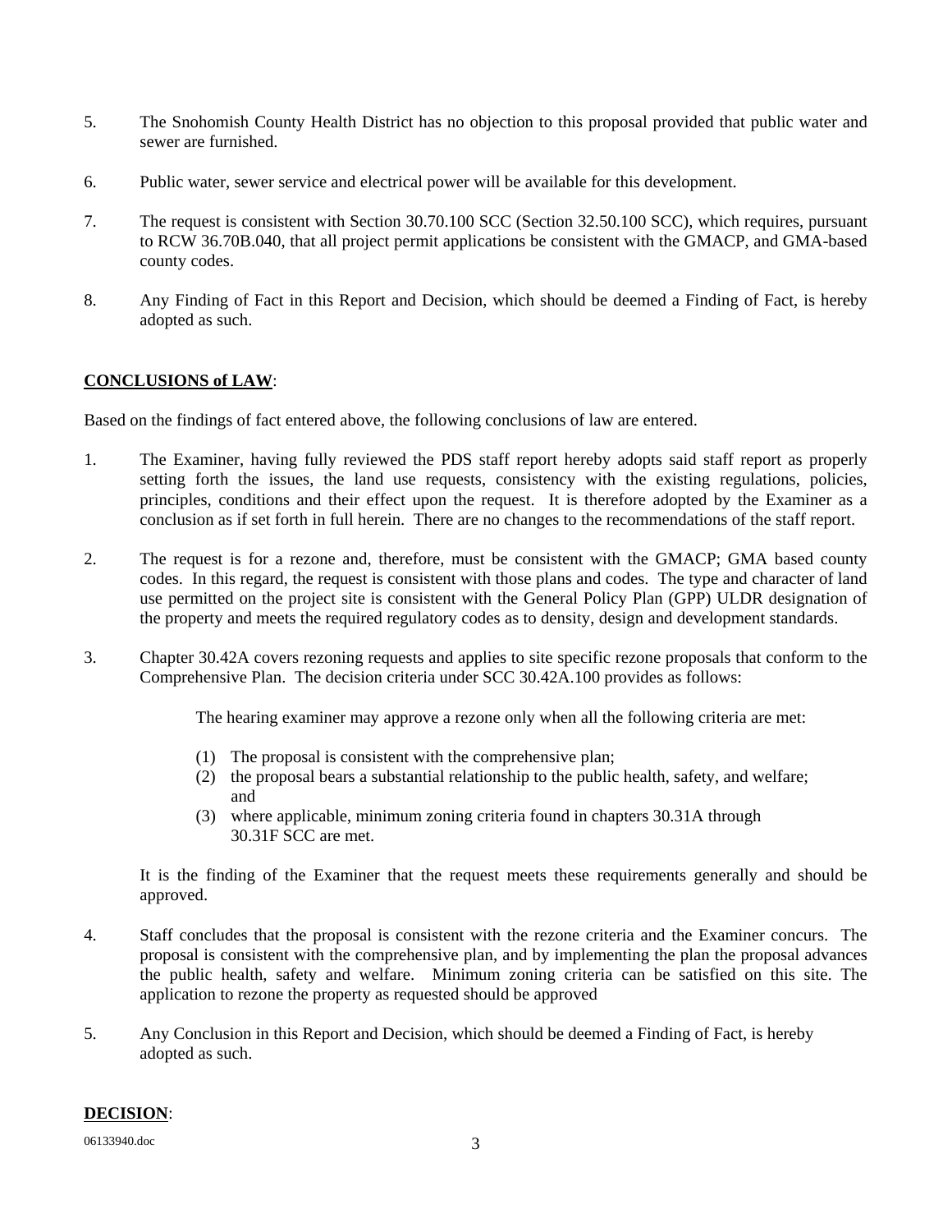5. The Snohomish County Health District has no objection to this proposal provided that public water and sewer are furnished.

6. Public water, sewer service and electrical power will be available for this development.

7. The request is consistent with Section 30.70.100 SCC (Section 32.50.100 SCC), which requires, pursuant to RCW 36.70B.040, that all project permit applications be consistent with the GMACP, and GMA-based county codes.

8. Any Finding of Fact in this Report and Decision, which should be deemed a Finding of Fact, is hereby adopted as such.

**CONCLUSIONS of LAW**:

Based on the findings of fact entered above, the following conclusions of law are entered.

1. The Examiner, having fully reviewed the PDS staff report hereby adopts said staff report as properly setting forth the issues, the land use requests, consistency with the existing regulations, policies, principles, conditions and their effect upon the request. It is therefore adopted by the Examiner as a conclusion as if set forth in full herein. There are no changes to the recommendations of the staff report.

2. The request is for a rezone and, therefore, must be consistent with the GMACP; GMA based county codes. In this regard, the request is consistent with those plans and codes. The type and character of land use permitted on the project site is consistent with the General Policy Plan (GPP) ULDR designation of the property and meets the required regulatory codes as to density, design and development standards.

3. Chapter 30.42A covers rezoning requests and applies to site specific rezone proposals that conform to the Comprehensive Plan. The decision criteria under SCC 30.42A.100 provides as follows:

   The hearing examiner may approve a rezone only when all the following criteria are met:

   (1) The proposal is consistent with the comprehensive plan;
   (2) the proposal bears a substantial relationship to the public health, safety, and welfare; and
   (3) where applicable, minimum zoning criteria found in chapters 30.31A through 30.31F SCC are met.

   It is the finding of the Examiner that the request meets these requirements generally and should be approved.

4. Staff concludes that the proposal is consistent with the rezone criteria and the Examiner concurs. The proposal is consistent with the comprehensive plan, and by implementing the plan the proposal advances the public health, safety and welfare. Minimum zoning criteria can be satisfied on this site. The application to rezone the property as requested should be approved

5. Any Conclusion in this Report and Decision, which should be deemed a Finding of Fact, is hereby adopted as such.

**DECISION**: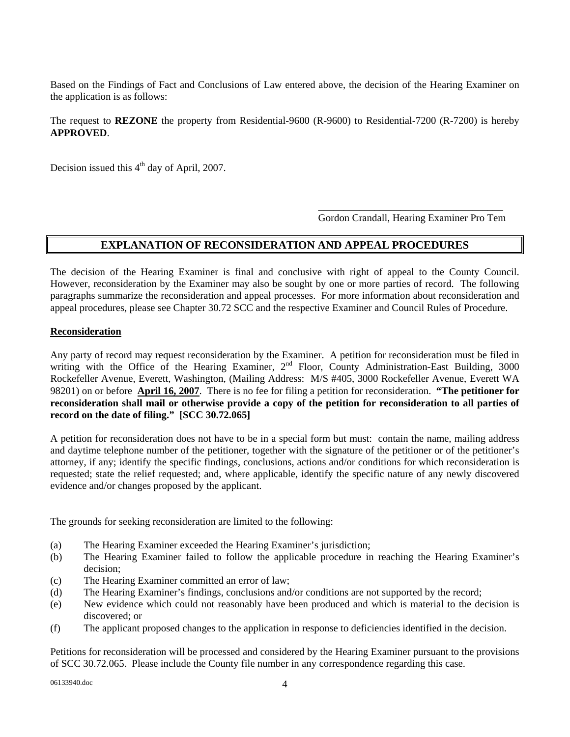Based on the Findings of Fact and Conclusions of Law entered above, the decision of the Hearing Examiner on the application is as follows:

The request to **REZONE** the property from Residential-9600 (R-9600) to Residential-7200 (R-7200) is hereby **APPROVED**.

Decision issued this 4th day of April, 2007.

\_\_\_\_\_\_\_\_\_\_\_\_\_\_\_\_\_\_\_\_\_\_\_\_\_\_\_\_\_\_\_\_\_\_\_\_
Gordon Crandall, Hearing Examiner Pro Tem

## EXPLANATION OF RECONSIDERATION AND APPEAL PROCEDURES

The decision of the Hearing Examiner is final and conclusive with right of appeal to the County Council. However, reconsideration by the Examiner may also be sought by one or more parties of record. The following paragraphs summarize the reconsideration and appeal processes. For more information about reconsideration and appeal procedures, please see Chapter 30.72 SCC and the respective Examiner and Council Rules of Procedure.

### Reconsideration

Any party of record may request reconsideration by the Examiner. A petition for reconsideration must be filed in writing with the Office of the Hearing Examiner, 2nd Floor, County Administration-East Building, 3000 Rockefeller Avenue, Everett, Washington, (Mailing Address: M/S #405, 3000 Rockefeller Avenue, Everett WA 98201) on or before **April 16, 2007**. There is no fee for filing a petition for reconsideration. **"The petitioner for reconsideration shall mail or otherwise provide a copy of the petition for reconsideration to all parties of record on the date of filing." [SCC 30.72.065]**

A petition for reconsideration does not have to be in a special form but must: contain the name, mailing address and daytime telephone number of the petitioner, together with the signature of the petitioner or of the petitioner's attorney, if any; identify the specific findings, conclusions, actions and/or conditions for which reconsideration is requested; state the relief requested; and, where applicable, identify the specific nature of any newly discovered evidence and/or changes proposed by the applicant.

The grounds for seeking reconsideration are limited to the following:

(a) The Hearing Examiner exceeded the Hearing Examiner's jurisdiction;
(b) The Hearing Examiner failed to follow the applicable procedure in reaching the Hearing Examiner's decision;
(c) The Hearing Examiner committed an error of law;
(d) The Hearing Examiner's findings, conclusions and/or conditions are not supported by the record;
(e) New evidence which could not reasonably have been produced and which is material to the decision is discovered; or
(f) The applicant proposed changes to the application in response to deficiencies identified in the decision.

Petitions for reconsideration will be processed and considered by the Hearing Examiner pursuant to the provisions of SCC 30.72.065. Please include the County file number in any correspondence regarding this case.

06133940.doc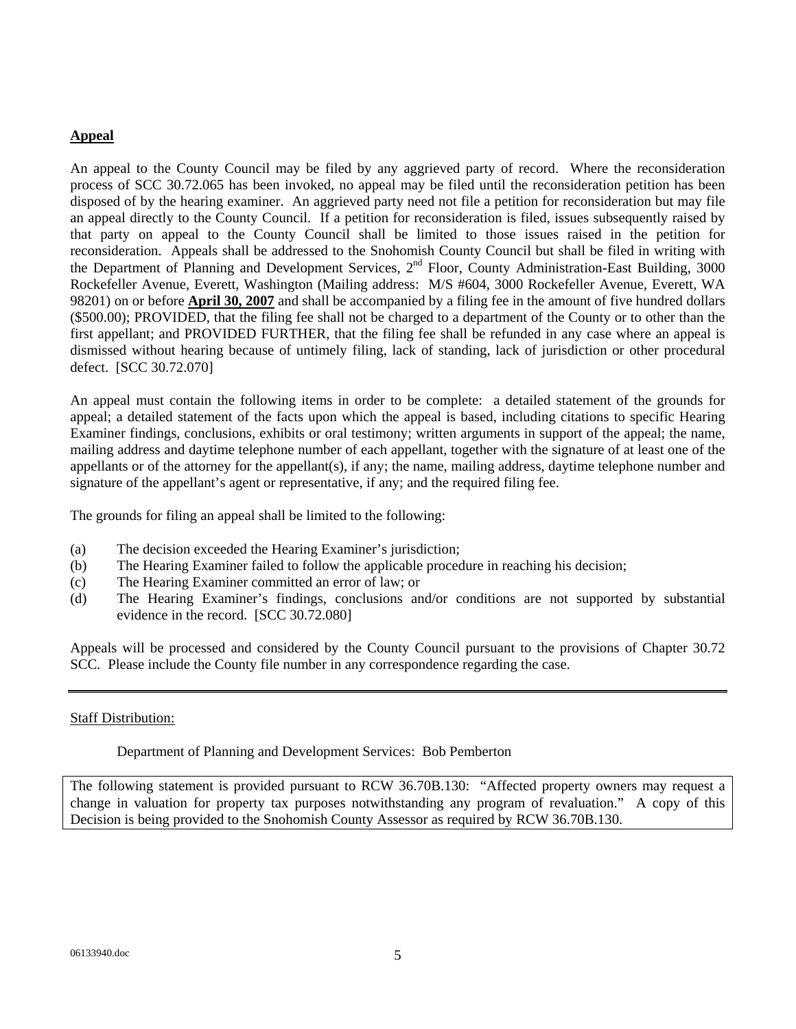**Appeal**

An appeal to the County Council may be filed by any aggrieved party of record. Where the reconsideration process of SCC 30.72.065 has been invoked, no appeal may be filed until the reconsideration petition has been disposed of by the hearing examiner. An aggrieved party need not file a petition for reconsideration but may file an appeal directly to the County Council. If a petition for reconsideration is filed, issues subsequently raised by that party on appeal to the County Council shall be limited to those issues raised in the petition for reconsideration. Appeals shall be addressed to the Snohomish County Council but shall be filed in writing with the Department of Planning and Development Services, 2nd Floor, County Administration-East Building, 3000 Rockefeller Avenue, Everett, Washington (Mailing address: M/S #604, 3000 Rockefeller Avenue, Everett, WA 98201) on or before **April 30, 2007** and shall be accompanied by a filing fee in the amount of five hundred dollars ($500.00); PROVIDED, that the filing fee shall not be charged to a department of the County or to other than the first appellant; and PROVIDED FURTHER, that the filing fee shall be refunded in any case where an appeal is dismissed without hearing because of untimely filing, lack of standing, lack of jurisdiction or other procedural defect. [SCC 30.72.070]

An appeal must contain the following items in order to be complete: a detailed statement of the grounds for appeal; a detailed statement of the facts upon which the appeal is based, including citations to specific Hearing Examiner findings, conclusions, exhibits or oral testimony; written arguments in support of the appeal; the name, mailing address and daytime telephone number of each appellant, together with the signature of at least one of the appellants or of the attorney for the appellant(s), if any; the name, mailing address, daytime telephone number and signature of the appellant's agent or representative, if any; and the required filing fee.

The grounds for filing an appeal shall be limited to the following:

(a) The decision exceeded the Hearing Examiner's jurisdiction;
(b) The Hearing Examiner failed to follow the applicable procedure in reaching his decision;
(c) The Hearing Examiner committed an error of law; or
(d) The Hearing Examiner's findings, conclusions and/or conditions are not supported by substantial evidence in the record. [SCC 30.72.080]

Appeals will be processed and considered by the County Council pursuant to the provisions of Chapter 30.72 SCC. Please include the County file number in any correspondence regarding the case.

---

Staff Distribution:

Department of Planning and Development Services: Bob Pemberton

The following statement is provided pursuant to RCW 36.70B.130: "Affected property owners may request a change in valuation for property tax purposes notwithstanding any program of revaluation." A copy of this Decision is being provided to the Snohomish County Assessor as required by RCW 36.70B.130.

06133940.doc